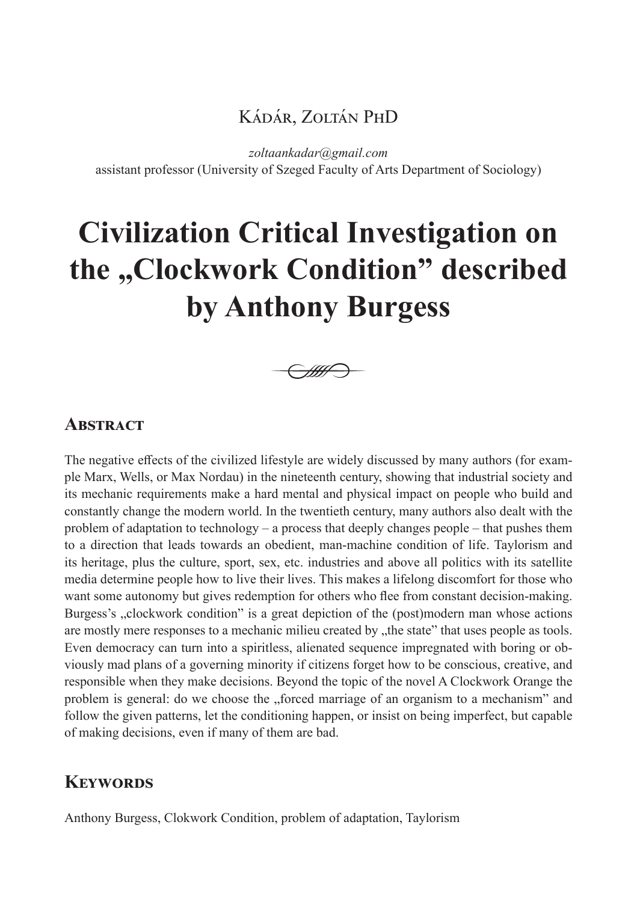Kádár, Zoltán PhD

*zoltaankadar@gmail.com*
assistant professor (University of Szeged Faculty of Arts Department of Sociology)

# Civilization Critical Investigation on the „Clockwork Condition" described by Anthony Burgess

## Abstract

The negative effects of the civilized lifestyle are widely discussed by many authors (for example Marx, Wells, or Max Nordau) in the nineteenth century, showing that industrial society and its mechanic requirements make a hard mental and physical impact on people who build and constantly change the modern world. In the twentieth century, many authors also dealt with the problem of adaptation to technology – a process that deeply changes people – that pushes them to a direction that leads towards an obedient, man-machine condition of life. Taylorism and its heritage, plus the culture, sport, sex, etc. industries and above all politics with its satellite media determine people how to live their lives. This makes a lifelong discomfort for those who want some autonomy but gives redemption for others who flee from constant decision-making. Burgess's „clockwork condition" is a great depiction of the (post)modern man whose actions are mostly mere responses to a mechanic milieu created by „the state" that uses people as tools. Even democracy can turn into a spiritless, alienated sequence impregnated with boring or obviously mad plans of a governing minority if citizens forget how to be conscious, creative, and responsible when they make decisions. Beyond the topic of the novel A Clockwork Orange the problem is general: do we choose the „forced marriage of an organism to a mechanism" and follow the given patterns, let the conditioning happen, or insist on being imperfect, but capable of making decisions, even if many of them are bad.

## Keywords

Anthony Burgess, Clokwork Condition, problem of adaptation, Taylorism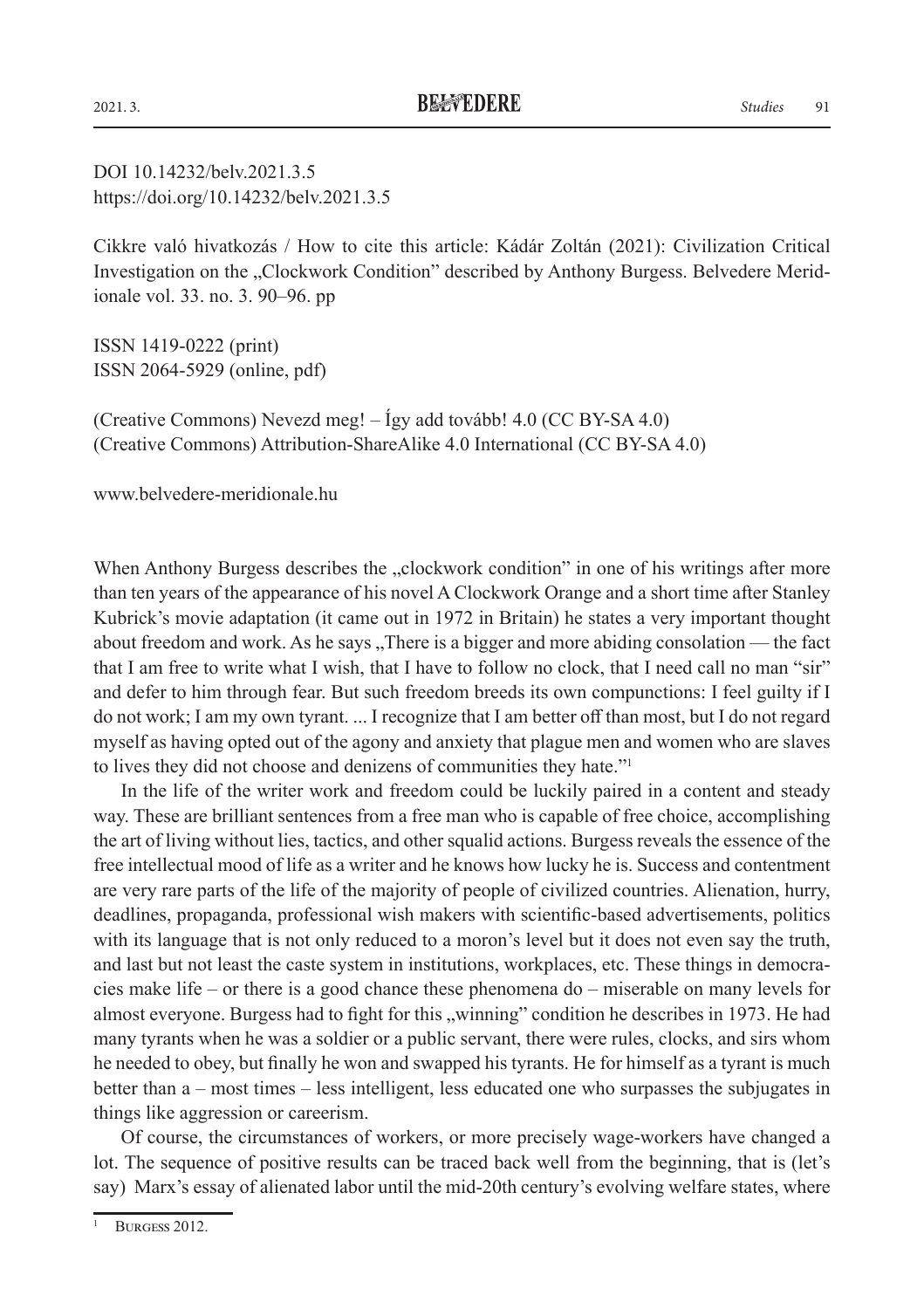DOI 10.14232/belv.2021.3.5
https://doi.org/10.14232/belv.2021.3.5

Cikkre való hivatkozás / How to cite this article: Kádár Zoltán (2021): Civilization Critical Investigation on the „Clockwork Condition" described by Anthony Burgess. Belvedere Meridionale vol. 33. no. 3. 90–96. pp

ISSN 1419-0222 (print)
ISSN 2064-5929 (online, pdf)

(Creative Commons) Nevezd meg! – Így add tovább! 4.0 (CC BY-SA 4.0)
(Creative Commons) Attribution-ShareAlike 4.0 International (CC BY-SA 4.0)

www.belvedere-meridionale.hu

When Anthony Burgess describes the „clockwork condition" in one of his writings after more than ten years of the appearance of his novel A Clockwork Orange and a short time after Stanley Kubrick's movie adaptation (it came out in 1972 in Britain) he states a very important thought about freedom and work. As he says „There is a bigger and more abiding consolation — the fact that I am free to write what I wish, that I have to follow no clock, that I need call no man "sir" and defer to him through fear. But such freedom breeds its own compunctions: I feel guilty if I do not work; I am my own tyrant. ... I recognize that I am better off than most, but I do not regard myself as having opted out of the agony and anxiety that plague men and women who are slaves to lives they did not choose and denizens of communities they hate."[1]

In the life of the writer work and freedom could be luckily paired in a content and steady way. These are brilliant sentences from a free man who is capable of free choice, accomplishing the art of living without lies, tactics, and other squalid actions. Burgess reveals the essence of the free intellectual mood of life as a writer and he knows how lucky he is. Success and contentment are very rare parts of the life of the majority of people of civilized countries. Alienation, hurry, deadlines, propaganda, professional wish makers with scientific-based advertisements, politics with its language that is not only reduced to a moron's level but it does not even say the truth, and last but not least the caste system in institutions, workplaces, etc. These things in democracies make life – or there is a good chance these phenomena do – miserable on many levels for almost everyone. Burgess had to fight for this „winning" condition he describes in 1973. He had many tyrants when he was a soldier or a public servant, there were rules, clocks, and sirs whom he needed to obey, but finally he won and swapped his tyrants. He for himself as a tyrant is much better than a – most times – less intelligent, less educated one who surpasses the subjugates in things like aggression or careerism.

Of course, the circumstances of workers, or more precisely wage-workers have changed a lot. The sequence of positive results can be traced back well from the beginning, that is (let's say) Marx's essay of alienated labor until the mid-20th century's evolving welfare states, where

[1] Burgess 2012.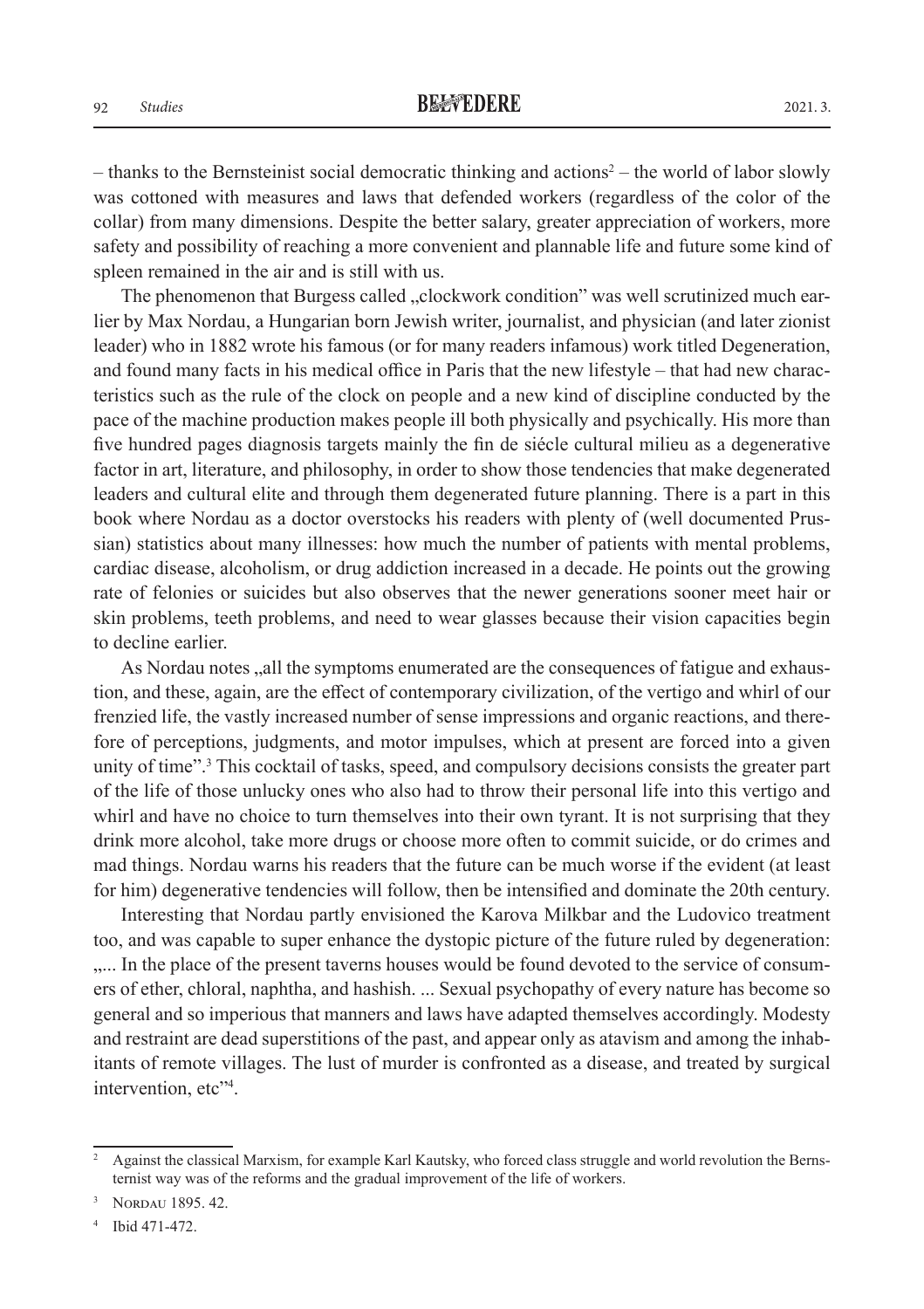– thanks to the Bernsteinist social democratic thinking and actions[2] – the world of labor slowly was cottoned with measures and laws that defended workers (regardless of the color of the collar) from many dimensions. Despite the better salary, greater appreciation of workers, more safety and possibility of reaching a more convenient and plannable life and future some kind of spleen remained in the air and is still with us.

The phenomenon that Burgess called „clockwork condition" was well scrutinized much earlier by Max Nordau, a Hungarian born Jewish writer, journalist, and physician (and later zionist leader) who in 1882 wrote his famous (or for many readers infamous) work titled Degeneration, and found many facts in his medical office in Paris that the new lifestyle – that had new characteristics such as the rule of the clock on people and a new kind of discipline conducted by the pace of the machine production makes people ill both physically and psychically. His more than five hundred pages diagnosis targets mainly the fin de siécle cultural milieu as a degenerative factor in art, literature, and philosophy, in order to show those tendencies that make degenerated leaders and cultural elite and through them degenerated future planning. There is a part in this book where Nordau as a doctor overstocks his readers with plenty of (well documented Prussian) statistics about many illnesses: how much the number of patients with mental problems, cardiac disease, alcoholism, or drug addiction increased in a decade. He points out the growing rate of felonies or suicides but also observes that the newer generations sooner meet hair or skin problems, teeth problems, and need to wear glasses because their vision capacities begin to decline earlier.

As Nordau notes „all the symptoms enumerated are the consequences of fatigue and exhaustion, and these, again, are the effect of contemporary civilization, of the vertigo and whirl of our frenzied life, the vastly increased number of sense impressions and organic reactions, and therefore of perceptions, judgments, and motor impulses, which at present are forced into a given unity of time".[3] This cocktail of tasks, speed, and compulsory decisions consists the greater part of the life of those unlucky ones who also had to throw their personal life into this vertigo and whirl and have no choice to turn themselves into their own tyrant. It is not surprising that they drink more alcohol, take more drugs or choose more often to commit suicide, or do crimes and mad things. Nordau warns his readers that the future can be much worse if the evident (at least for him) degenerative tendencies will follow, then be intensified and dominate the 20th century.

Interesting that Nordau partly envisioned the Karova Milkbar and the Ludovico treatment too, and was capable to super enhance the dystopic picture of the future ruled by degeneration: „... In the place of the present taverns houses would be found devoted to the service of consumers of ether, chloral, naphtha, and hashish. ... Sexual psychopathy of every nature has become so general and so imperious that manners and laws have adapted themselves accordingly. Modesty and restraint are dead superstitions of the past, and appear only as atavism and among the inhabitants of remote villages. The lust of murder is confronted as a disease, and treated by surgical intervention, etc"[4].

---

[2] Against the classical Marxism, for example Karl Kautsky, who forced class struggle and world revolution the Bernsternist way was of the reforms and the gradual improvement of the life of workers.

[3] Nordau 1895. 42.

[4] Ibid 471-472.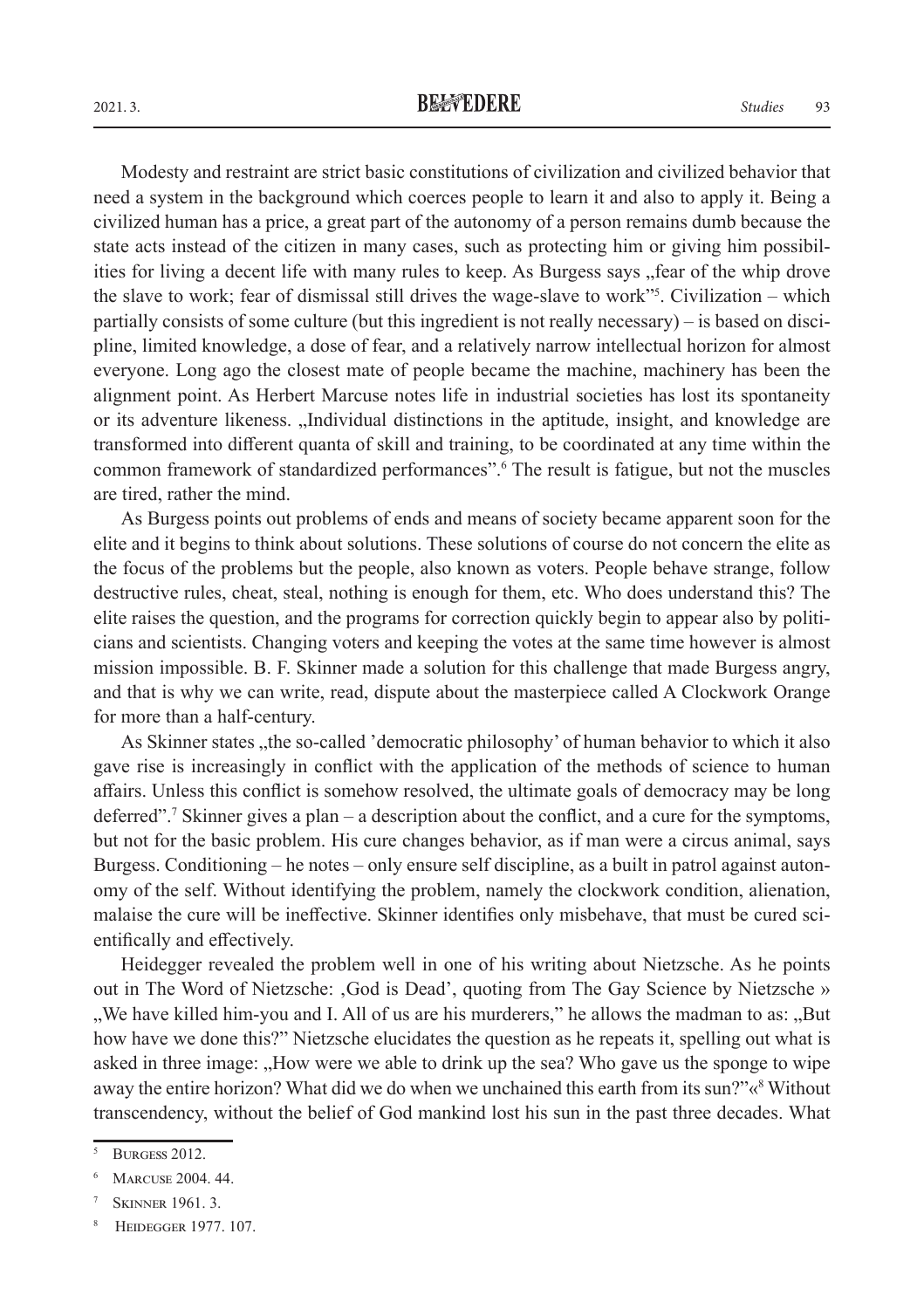Modesty and restraint are strict basic constitutions of civilization and civilized behavior that need a system in the background which coerces people to learn it and also to apply it. Being a civilized human has a price, a great part of the autonomy of a person remains dumb because the state acts instead of the citizen in many cases, such as protecting him or giving him possibilities for living a decent life with many rules to keep. As Burgess says „fear of the whip drove the slave to work; fear of dismissal still drives the wage-slave to work"[5]. Civilization – which partially consists of some culture (but this ingredient is not really necessary) – is based on discipline, limited knowledge, a dose of fear, and a relatively narrow intellectual horizon for almost everyone. Long ago the closest mate of people became the machine, machinery has been the alignment point. As Herbert Marcuse notes life in industrial societies has lost its spontaneity or its adventure likeness. „Individual distinctions in the aptitude, insight, and knowledge are transformed into different quanta of skill and training, to be coordinated at any time within the common framework of standardized performances".[6] The result is fatigue, but not the muscles are tired, rather the mind.

As Burgess points out problems of ends and means of society became apparent soon for the elite and it begins to think about solutions. These solutions of course do not concern the elite as the focus of the problems but the people, also known as voters. People behave strange, follow destructive rules, cheat, steal, nothing is enough for them, etc. Who does understand this? The elite raises the question, and the programs for correction quickly begin to appear also by politicians and scientists. Changing voters and keeping the votes at the same time however is almost mission impossible. B. F. Skinner made a solution for this challenge that made Burgess angry, and that is why we can write, read, dispute about the masterpiece called A Clockwork Orange for more than a half-century.

As Skinner states „the so-called 'democratic philosophy' of human behavior to which it also gave rise is increasingly in conflict with the application of the methods of science to human affairs. Unless this conflict is somehow resolved, the ultimate goals of democracy may be long deferred".[7] Skinner gives a plan – a description about the conflict, and a cure for the symptoms, but not for the basic problem. His cure changes behavior, as if man were a circus animal, says Burgess. Conditioning – he notes – only ensure self discipline, as a built in patrol against autonomy of the self. Without identifying the problem, namely the clockwork condition, alienation, malaise the cure will be ineffective. Skinner identifies only misbehave, that must be cured scientifically and effectively.

Heidegger revealed the problem well in one of his writing about Nietzsche. As he points out in The Word of Nietzsche: ,God is Dead', quoting from The Gay Science by Nietzsche » „We have killed him-you and I. All of us are his murderers," he allows the madman to as: „But how have we done this?" Nietzsche elucidates the question as he repeats it, spelling out what is asked in three image: „How were we able to drink up the sea? Who gave us the sponge to wipe away the entire horizon? What did we do when we unchained this earth from its sun?"«[8] Without transcendency, without the belief of God mankind lost his sun in the past three decades. What

---

[5] Burgess 2012.

[6] Marcuse 2004. 44.

[7] Skinner 1961. 3.

[8] Heidegger 1977. 107.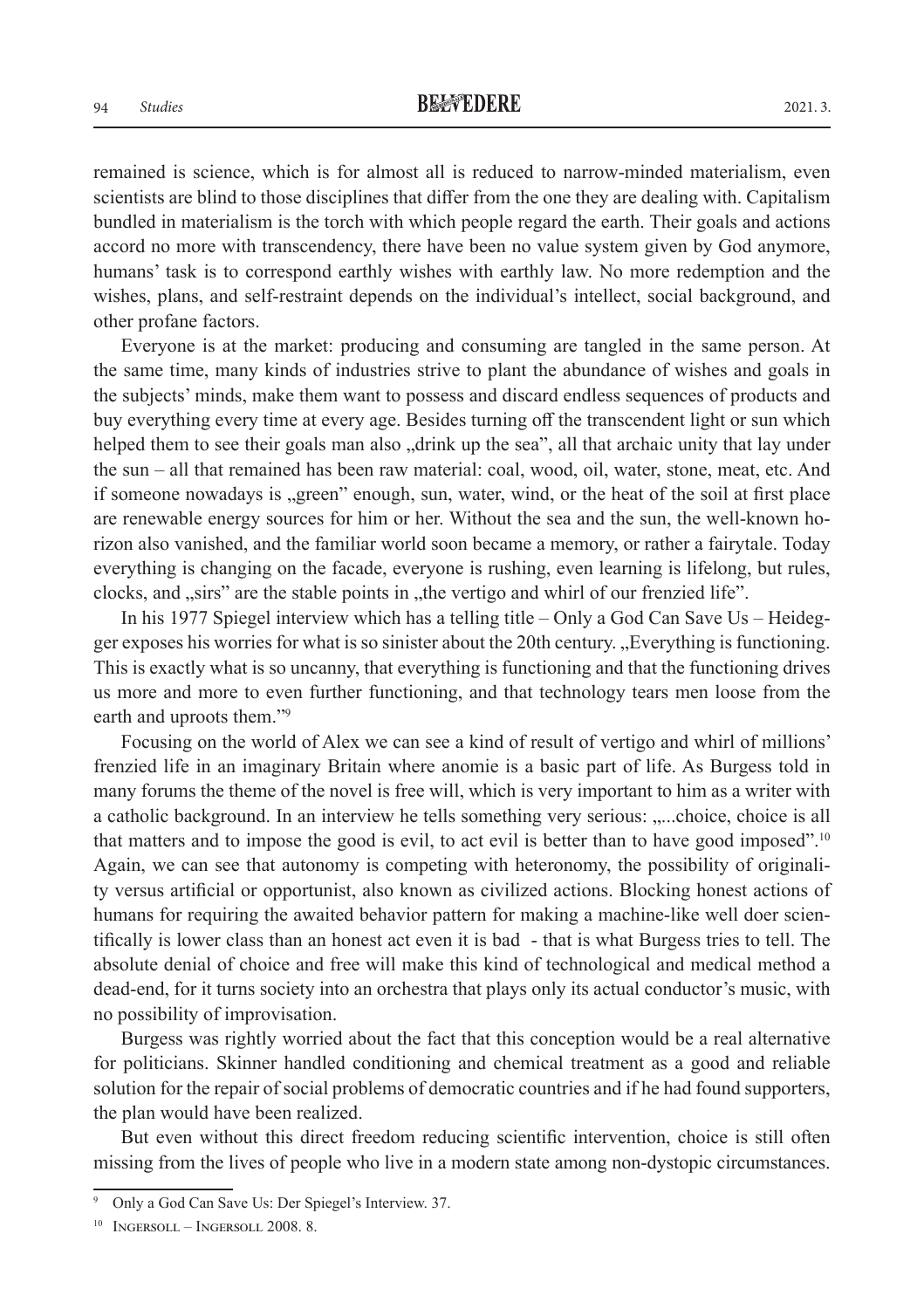remained is science, which is for almost all is reduced to narrow-minded materialism, even scientists are blind to those disciplines that differ from the one they are dealing with. Capitalism bundled in materialism is the torch with which people regard the earth. Their goals and actions accord no more with transcendency, there have been no value system given by God anymore, humans' task is to correspond earthly wishes with earthly law. No more redemption and the wishes, plans, and self-restraint depends on the individual's intellect, social background, and other profane factors.

Everyone is at the market: producing and consuming are tangled in the same person. At the same time, many kinds of industries strive to plant the abundance of wishes and goals in the subjects' minds, make them want to possess and discard endless sequences of products and buy everything every time at every age. Besides turning off the transcendent light or sun which helped them to see their goals man also „drink up the sea", all that archaic unity that lay under the sun – all that remained has been raw material: coal, wood, oil, water, stone, meat, etc. And if someone nowadays is „green" enough, sun, water, wind, or the heat of the soil at first place are renewable energy sources for him or her. Without the sea and the sun, the well-known horizon also vanished, and the familiar world soon became a memory, or rather a fairytale. Today everything is changing on the facade, everyone is rushing, even learning is lifelong, but rules, clocks, and „sirs" are the stable points in „the vertigo and whirl of our frenzied life".

In his 1977 Spiegel interview which has a telling title – Only a God Can Save Us – Heidegger exposes his worries for what is so sinister about the 20th century. „Everything is functioning. This is exactly what is so uncanny, that everything is functioning and that the functioning drives us more and more to even further functioning, and that technology tears men loose from the earth and uproots them."[9]

Focusing on the world of Alex we can see a kind of result of vertigo and whirl of millions' frenzied life in an imaginary Britain where anomie is a basic part of life. As Burgess told in many forums the theme of the novel is free will, which is very important to him as a writer with a catholic background. In an interview he tells something very serious: „...choice, choice is all that matters and to impose the good is evil, to act evil is better than to have good imposed".[10] Again, we can see that autonomy is competing with heteronomy, the possibility of originality versus artificial or opportunist, also known as civilized actions. Blocking honest actions of humans for requiring the awaited behavior pattern for making a machine-like well doer scientifically is lower class than an honest act even it is bad - that is what Burgess tries to tell. The absolute denial of choice and free will make this kind of technological and medical method a dead-end, for it turns society into an orchestra that plays only its actual conductor's music, with no possibility of improvisation.

Burgess was rightly worried about the fact that this conception would be a real alternative for politicians. Skinner handled conditioning and chemical treatment as a good and reliable solution for the repair of social problems of democratic countries and if he had found supporters, the plan would have been realized.

But even without this direct freedom reducing scientific intervention, choice is still often missing from the lives of people who live in a modern state among non-dystopic circumstances.

---

[9] Only a God Can Save Us: Der Spiegel's Interview. 37.

[10] Ingersoll – Ingersoll 2008. 8.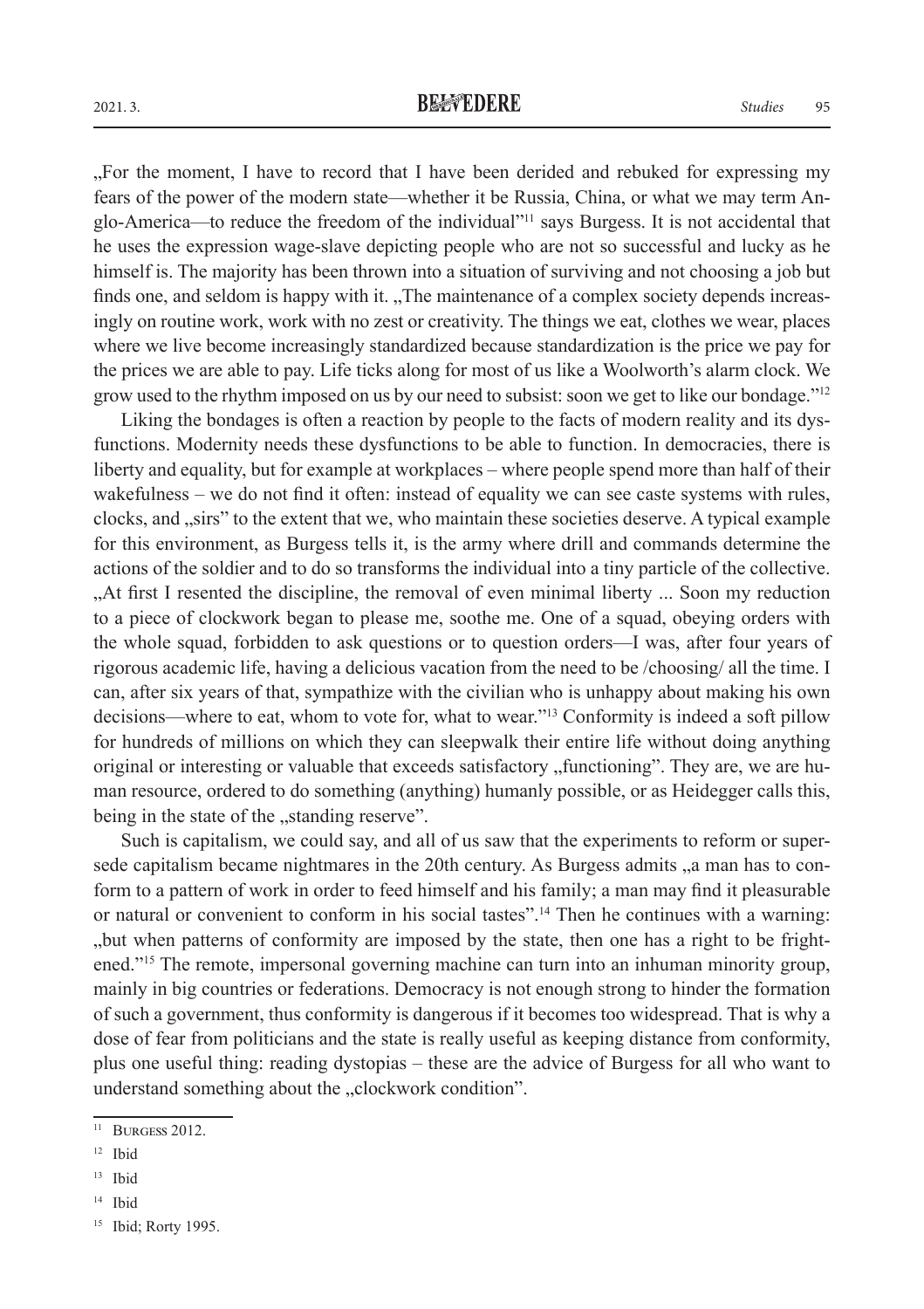„For the moment, I have to record that I have been derided and rebuked for expressing my fears of the power of the modern state—whether it be Russia, China, or what we may term Anglo-America—to reduce the freedom of the individual"[11] says Burgess. It is not accidental that he uses the expression wage-slave depicting people who are not so successful and lucky as he himself is. The majority has been thrown into a situation of surviving and not choosing a job but finds one, and seldom is happy with it. „The maintenance of a complex society depends increasingly on routine work, work with no zest or creativity. The things we eat, clothes we wear, places where we live become increasingly standardized because standardization is the price we pay for the prices we are able to pay. Life ticks along for most of us like a Woolworth's alarm clock. We grow used to the rhythm imposed on us by our need to subsist: soon we get to like our bondage."[12]

Liking the bondages is often a reaction by people to the facts of modern reality and its dysfunctions. Modernity needs these dysfunctions to be able to function. In democracies, there is liberty and equality, but for example at workplaces – where people spend more than half of their wakefulness – we do not find it often: instead of equality we can see caste systems with rules, clocks, and „sirs" to the extent that we, who maintain these societies deserve. A typical example for this environment, as Burgess tells it, is the army where drill and commands determine the actions of the soldier and to do so transforms the individual into a tiny particle of the collective. „At first I resented the discipline, the removal of even minimal liberty ... Soon my reduction to a piece of clockwork began to please me, soothe me. One of a squad, obeying orders with the whole squad, forbidden to ask questions or to question orders—I was, after four years of rigorous academic life, having a delicious vacation from the need to be /choosing/ all the time. I can, after six years of that, sympathize with the civilian who is unhappy about making his own decisions—where to eat, whom to vote for, what to wear."[13] Conformity is indeed a soft pillow for hundreds of millions on which they can sleepwalk their entire life without doing anything original or interesting or valuable that exceeds satisfactory „functioning". They are, we are human resource, ordered to do something (anything) humanly possible, or as Heidegger calls this, being in the state of the „standing reserve".

Such is capitalism, we could say, and all of us saw that the experiments to reform or supersede capitalism became nightmares in the 20th century. As Burgess admits „a man has to conform to a pattern of work in order to feed himself and his family; a man may find it pleasurable or natural or convenient to conform in his social tastes".[14] Then he continues with a warning: „but when patterns of conformity are imposed by the state, then one has a right to be frightened."[15] The remote, impersonal governing machine can turn into an inhuman minority group, mainly in big countries or federations. Democracy is not enough strong to hinder the formation of such a government, thus conformity is dangerous if it becomes too widespread. That is why a dose of fear from politicians and the state is really useful as keeping distance from conformity, plus one useful thing: reading dystopias – these are the advice of Burgess for all who want to understand something about the „clockwork condition".

---

[11] Burgess 2012.

[12] Ibid

[13] Ibid

[14] Ibid

[15] Ibid; Rorty 1995.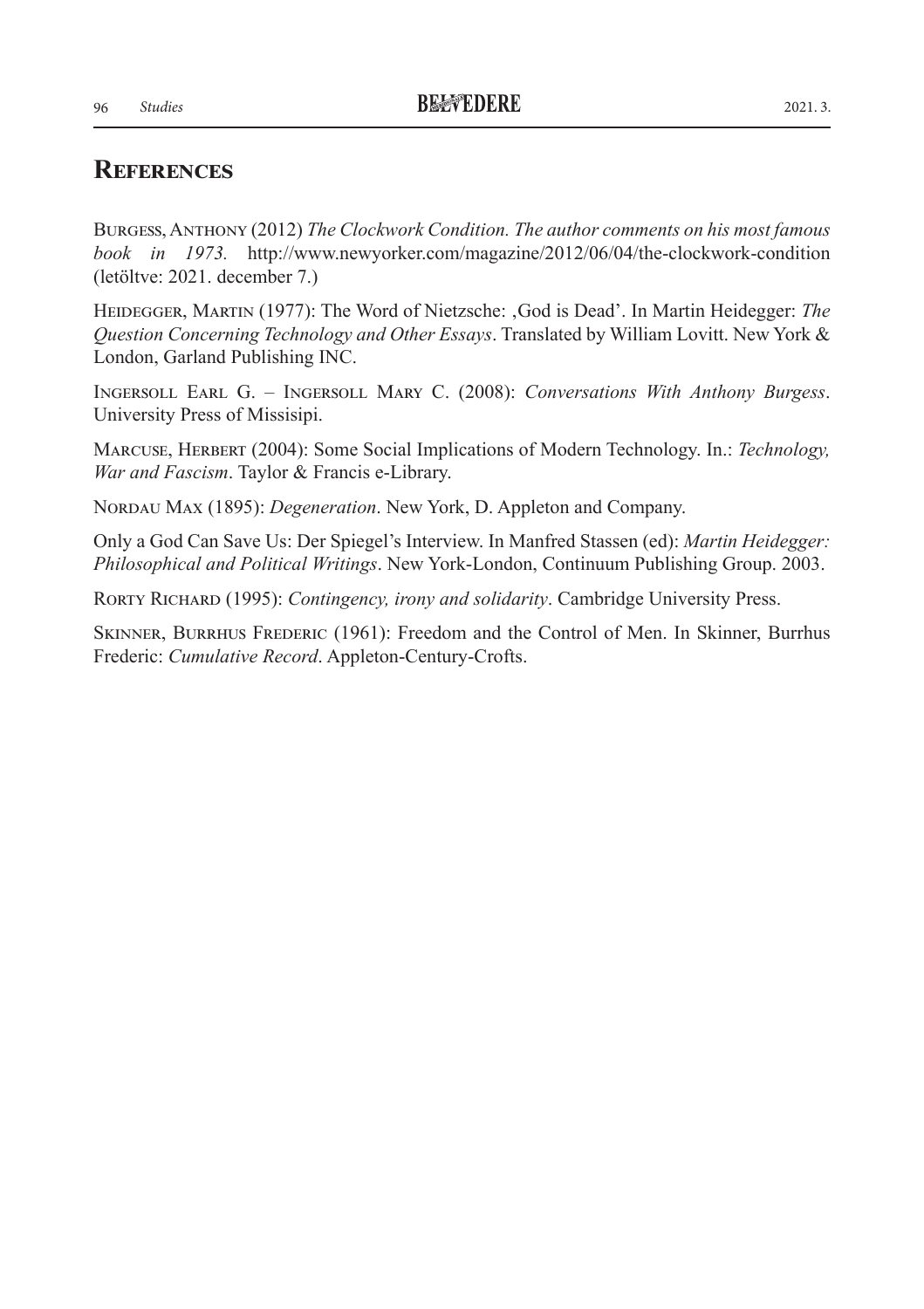## References

Burgess, Anthony (2012) *The Clockwork Condition. The author comments on his most famous book in 1973.* http://www.newyorker.com/magazine/2012/06/04/the-clockwork-condition (letöltve: 2021. december 7.)

Heidegger, Martin (1977): The Word of Nietzsche: ‚God is Dead'. In Martin Heidegger: *The Question Concerning Technology and Other Essays*. Translated by William Lovitt. New York & London, Garland Publishing INC.

Ingersoll Earl G. – Ingersoll Mary C. (2008): *Conversations With Anthony Burgess*. University Press of Missisipi.

Marcuse, Herbert (2004): Some Social Implications of Modern Technology. In.: *Technology, War and Fascism*. Taylor & Francis e-Library.

Nordau Max (1895): *Degeneration*. New York, D. Appleton and Company.

Only a God Can Save Us: Der Spiegel's Interview. In Manfred Stassen (ed): *Martin Heidegger: Philosophical and Political Writings*. New York-London, Continuum Publishing Group. 2003.

Rorty Richard (1995): *Contingency, irony and solidarity*. Cambridge University Press.

Skinner, Burrhus Frederic (1961): Freedom and the Control of Men. In Skinner, Burrhus Frederic: *Cumulative Record*. Appleton-Century-Crofts.